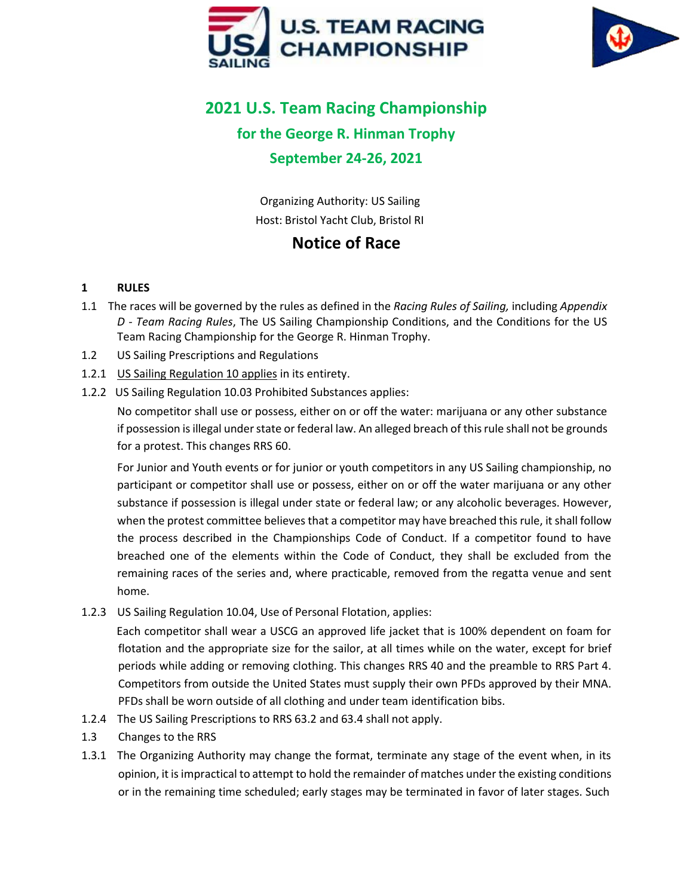# 2021 U.S. Team Racing Championship

## for the George R. Hinman Trophy

## September 24-26, 2021

Organizing Authority: US Sailing

Host: Bristol Yacht Club, Bristol RI

# Notice of Race

**1 RULES**

1.1 The races will be governed by the rules as defined in the *Racing Rules of Sailing,* including *Appendix D - Team Racing Rules*, The US Sailing Championship Conditions, and the Conditions for the US Team Racing Championship for the George R. Hinman Trophy.

1.2 US Sailing Prescriptions and Regulations

1.2.1 US Sailing Regulation 10 applies in its entirety.

1.2.2 US Sailing Regulation 10.03 Prohibited Substances applies:

No competitor shall use or possess, either on or off the water: marijuana or any other substance if possession is illegal under state or federal law. An alleged breach of this rule shall not be grounds for a protest. This changes RRS 60.

For Junior and Youth events or for junior or youth competitors in any US Sailing championship, no participant or competitor shall use or possess, either on or off the water marijuana or any other substance if possession is illegal under state or federal law; or any alcoholic beverages. However, when the protest committee believes that a competitor may have breached this rule, it shall follow the process described in the Championships Code of Conduct. If a competitor found to have breached one of the elements within the Code of Conduct, they shall be excluded from the remaining races of the series and, where practicable, removed from the regatta venue and sent home.

1.2.3 US Sailing Regulation 10.04, Use of Personal Flotation, applies:

Each competitor shall wear a USCG an approved life jacket that is 100% dependent on foam for flotation and the appropriate size for the sailor, at all times while on the water, except for brief periods while adding or removing clothing. This changes RRS 40 and the preamble to RRS Part 4. Competitors from outside the United States must supply their own PFDs approved by their MNA. PFDs shall be worn outside of all clothing and under team identification bibs.

1.2.4 The US Sailing Prescriptions to RRS 63.2 and 63.4 shall not apply.

1.3 Changes to the RRS

1.3.1 The Organizing Authority may change the format, terminate any stage of the event when, in its opinion, it is impractical to attempt to hold the remainder of matches under the existing conditions or in the remaining time scheduled; early stages may be terminated in favor of later stages. Such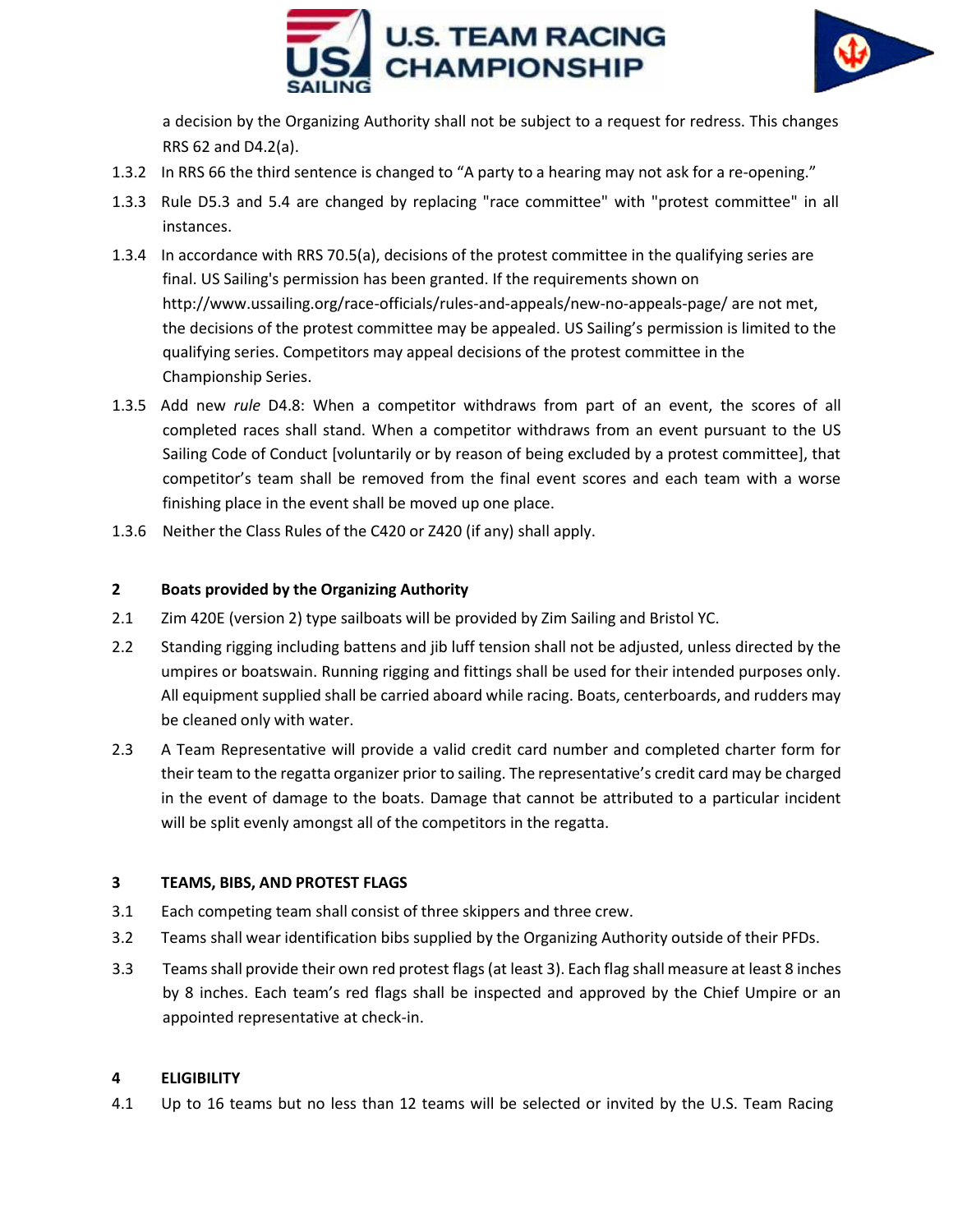a decision by the Organizing Authority shall not be subject to a request for redress. This changes RRS 62 and D4.2(a).

1.3.2 In RRS 66 the third sentence is changed to “A party to a hearing may not ask for a re-opening.”

1.3.3 Rule D5.3 and 5.4 are changed by replacing "race committee" with "protest committee" in all instances.

1.3.4 In accordance with RRS 70.5(a), decisions of the protest committee in the qualifying series are final. US Sailing's permission has been granted. If the requirements shown on http://www.ussailing.org/race-officials/rules-and-appeals/new-no-appeals-page/ are not met, the decisions of the protest committee may be appealed. US Sailing’s permission is limited to the qualifying series. Competitors may appeal decisions of the protest committee in the Championship Series.

1.3.5 Add new *rule* D4.8: When a competitor withdraws from part of an event, the scores of all completed races shall stand. When a competitor withdraws from an event pursuant to the US Sailing Code of Conduct [voluntarily or by reason of being excluded by a protest committee], that competitor’s team shall be removed from the final event scores and each team with a worse finishing place in the event shall be moved up one place.

1.3.6 Neither the Class Rules of the C420 or Z420 (if any) shall apply.

## 2 Boats provided by the Organizing Authority

2.1 Zim 420E (version 2) type sailboats will be provided by Zim Sailing and Bristol YC.

2.2 Standing rigging including battens and jib luff tension shall not be adjusted, unless directed by the umpires or boatswain. Running rigging and fittings shall be used for their intended purposes only. All equipment supplied shall be carried aboard while racing. Boats, centerboards, and rudders may be cleaned only with water.

2.3 A Team Representative will provide a valid credit card number and completed charter form for their team to the regatta organizer prior to sailing. The representative’s credit card may be charged in the event of damage to the boats. Damage that cannot be attributed to a particular incident will be split evenly amongst all of the competitors in the regatta.

## 3 TEAMS, BIBS, AND PROTEST FLAGS

3.1 Each competing team shall consist of three skippers and three crew.

3.2 Teams shall wear identification bibs supplied by the Organizing Authority outside of their PFDs.

3.3 Teams shall provide their own red protest flags (at least 3). Each flag shall measure at least 8 inches by 8 inches. Each team’s red flags shall be inspected and approved by the Chief Umpire or an appointed representative at check-in.

## 4 ELIGIBILITY

4.1 Up to 16 teams but no less than 12 teams will be selected or invited by the U.S. Team Racing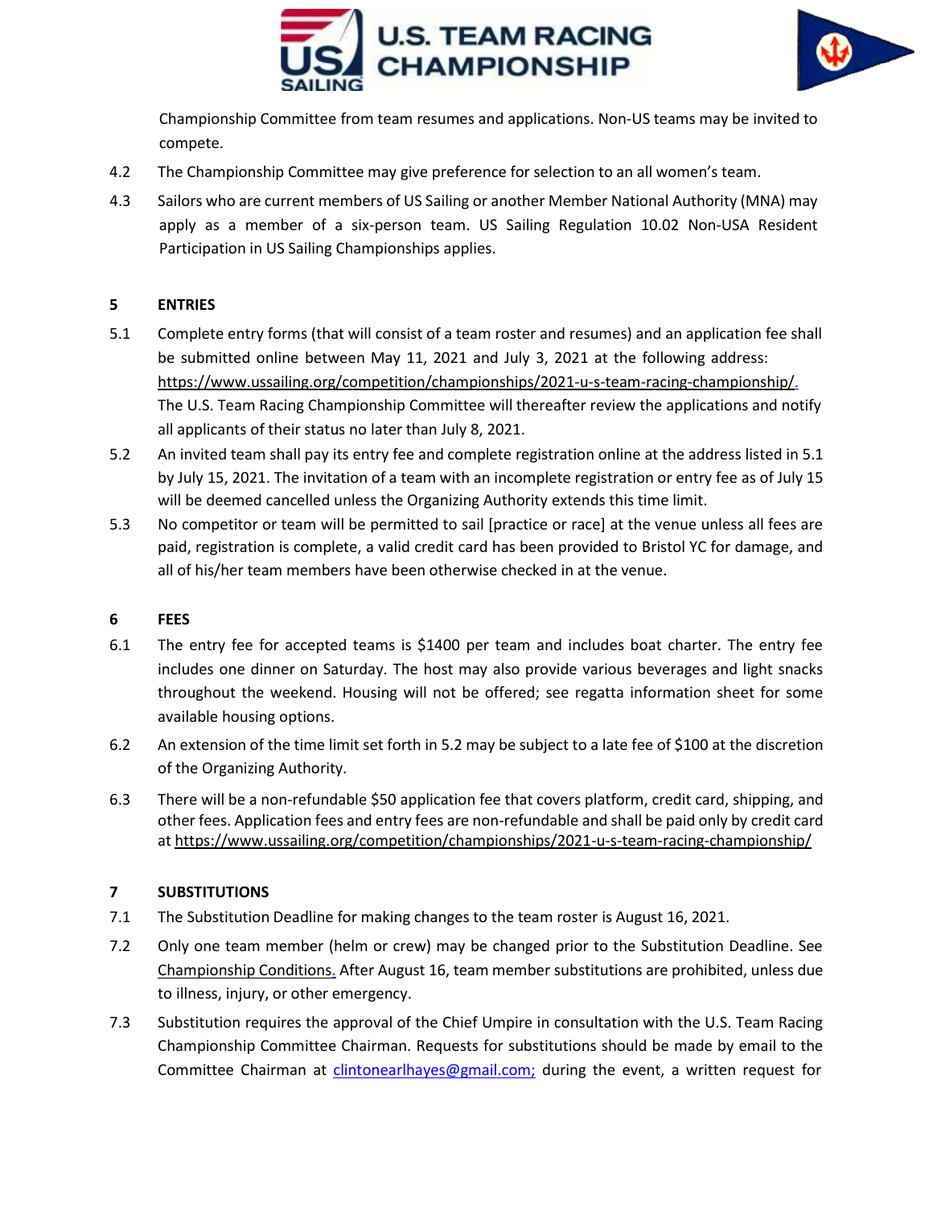Championship Committee from team resumes and applications. Non-US teams may be invited to compete.

4.2 The Championship Committee may give preference for selection to an all women's team.

4.3 Sailors who are current members of US Sailing or another Member National Authority (MNA) may apply as a member of a six-person team. US Sailing Regulation 10.02 Non-USA Resident Participation in US Sailing Championships applies.

## 5 ENTRIES

5.1 Complete entry forms (that will consist of a team roster and resumes) and an application fee shall be submitted online between May 11, 2021 and July 3, 2021 at the following address: https://www.ussailing.org/competition/championships/2021-u-s-team-racing-championship/. The U.S. Team Racing Championship Committee will thereafter review the applications and notify all applicants of their status no later than July 8, 2021.

5.2 An invited team shall pay its entry fee and complete registration online at the address listed in 5.1 by July 15, 2021. The invitation of a team with an incomplete registration or entry fee as of July 15 will be deemed cancelled unless the Organizing Authority extends this time limit.

5.3 No competitor or team will be permitted to sail [practice or race] at the venue unless all fees are paid, registration is complete, a valid credit card has been provided to Bristol YC for damage, and all of his/her team members have been otherwise checked in at the venue.

## 6 FEES

6.1 The entry fee for accepted teams is $1400 per team and includes boat charter. The entry fee includes one dinner on Saturday. The host may also provide various beverages and light snacks throughout the weekend. Housing will not be offered; see regatta information sheet for some available housing options.

6.2 An extension of the time limit set forth in 5.2 may be subject to a late fee of $100 at the discretion of the Organizing Authority.

6.3 There will be a non-refundable $50 application fee that covers platform, credit card, shipping, and other fees. Application fees and entry fees are non-refundable and shall be paid only by credit card at https://www.ussailing.org/competition/championships/2021-u-s-team-racing-championship/

## 7 SUBSTITUTIONS

7.1 The Substitution Deadline for making changes to the team roster is August 16, 2021.

7.2 Only one team member (helm or crew) may be changed prior to the Substitution Deadline. See Championship Conditions. After August 16, team member substitutions are prohibited, unless due to illness, injury, or other emergency.

7.3 Substitution requires the approval of the Chief Umpire in consultation with the U.S. Team Racing Championship Committee Chairman. Requests for substitutions should be made by email to the Committee Chairman at clintonearlhayes@gmail.com; during the event, a written request for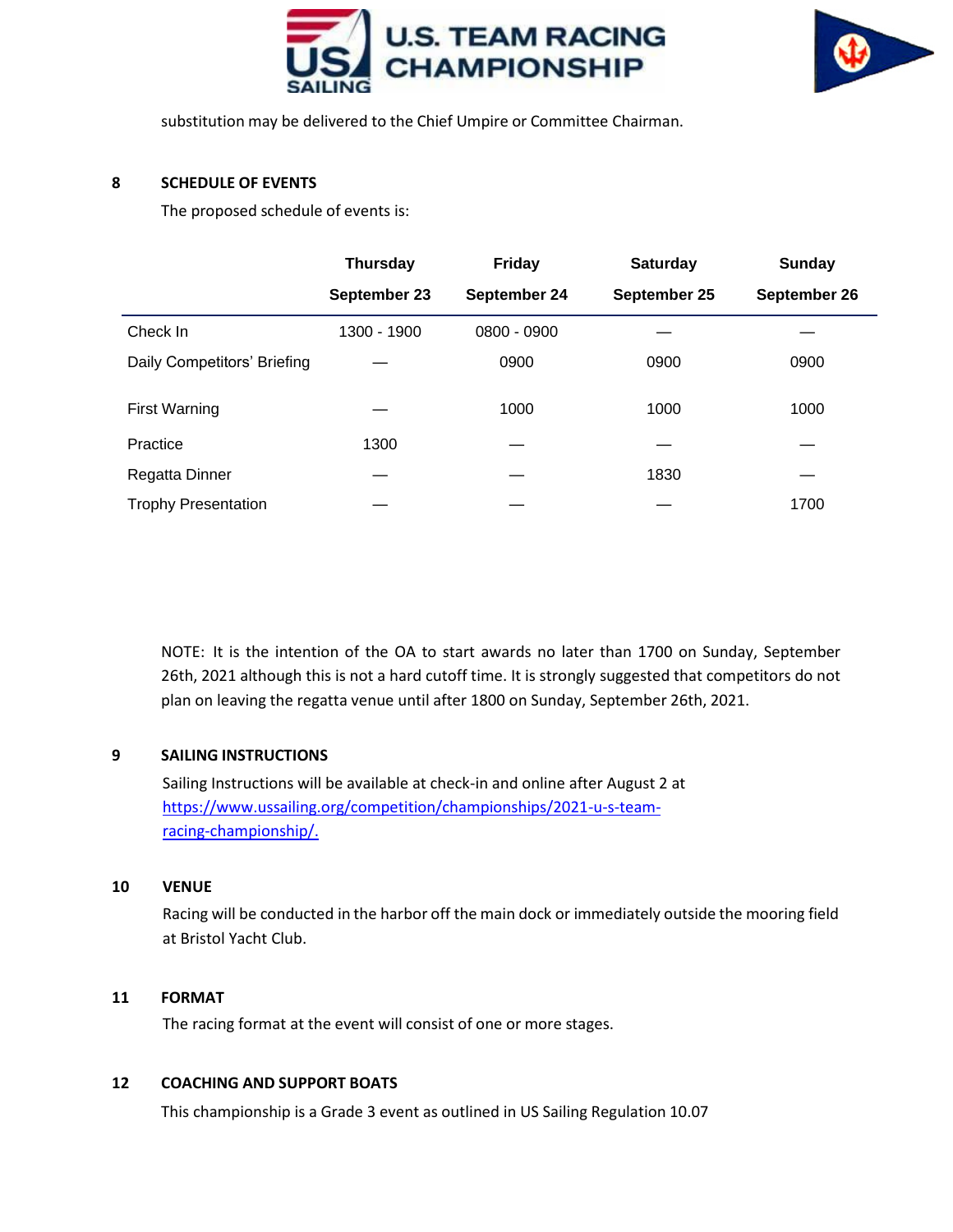substitution may be delivered to the Chief Umpire or Committee Chairman.

## 8 SCHEDULE OF EVENTS

The proposed schedule of events is:

| | Thursday September 23 | Friday September 24 | Saturday September 25 | Sunday September 26 |
|---|---|---|---|---|
| Check In | 1300 - 1900 | 0800 - 0900 | — | — |
| Daily Competitors' Briefing | — | 0900 | 0900 | 0900 |
| First Warning | — | 1000 | 1000 | 1000 |
| Practice | 1300 | — | — | — |
| Regatta Dinner | — | — | 1830 | — |
| Trophy Presentation | — | — | — | 1700 |

NOTE: It is the intention of the OA to start awards no later than 1700 on Sunday, September 26th, 2021 although this is not a hard cutoff time. It is strongly suggested that competitors do not plan on leaving the regatta venue until after 1800 on Sunday, September 26th, 2021.

## 9 SAILING INSTRUCTIONS

Sailing Instructions will be available at check-in and online after August 2 at https://www.ussailing.org/competition/championships/2021-u-s-team-racing-championship/.

## 10 VENUE

Racing will be conducted in the harbor off the main dock or immediately outside the mooring field at Bristol Yacht Club.

## 11 FORMAT

The racing format at the event will consist of one or more stages.

## 12 COACHING AND SUPPORT BOATS

This championship is a Grade 3 event as outlined in US Sailing Regulation 10.07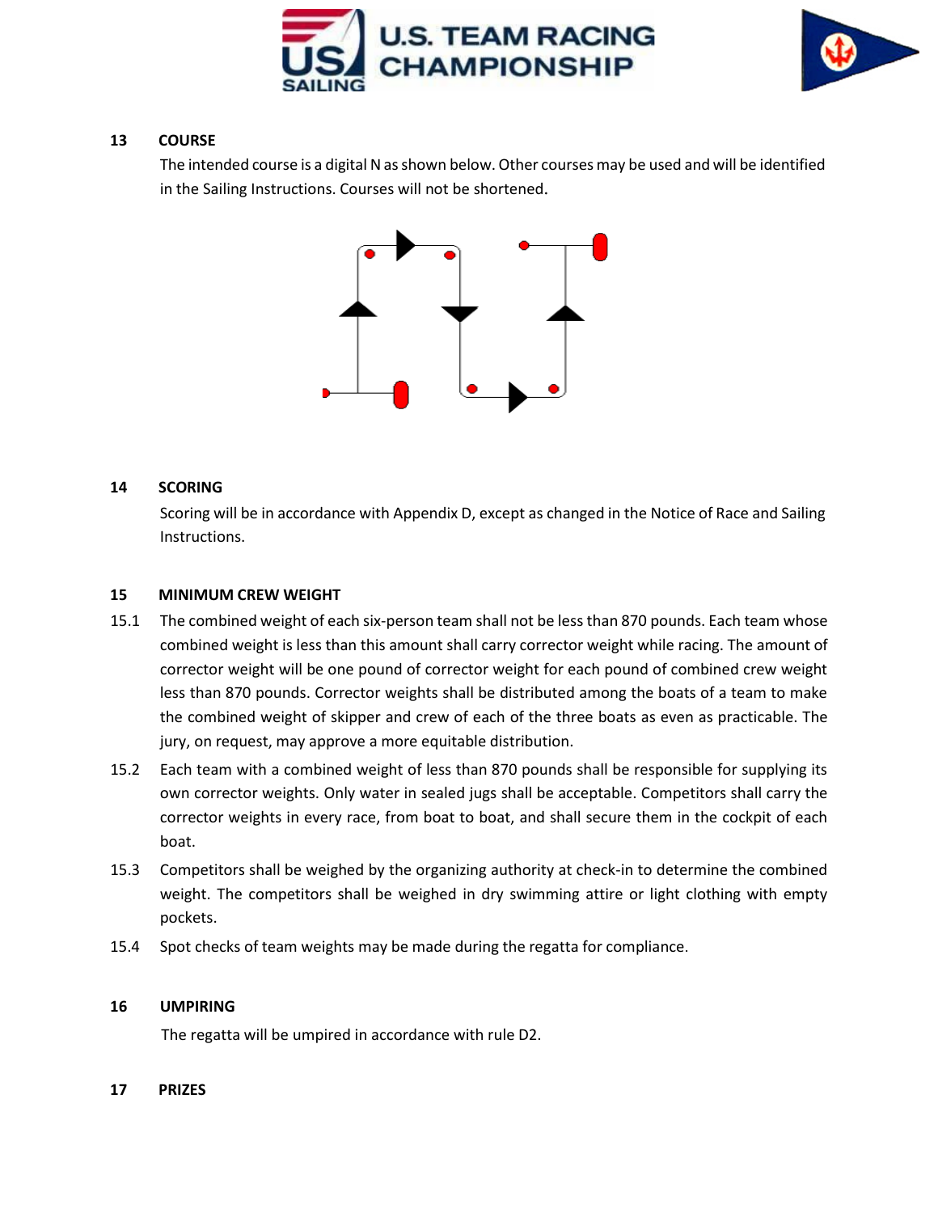## 13 COURSE

The intended course is a digital N as shown below. Other courses may be used and will be identified in the Sailing Instructions. Courses will not be shortened.

## 14 SCORING

Scoring will be in accordance with Appendix D, except as changed in the Notice of Race and Sailing Instructions.

## 15 MINIMUM CREW WEIGHT

15.1 The combined weight of each six-person team shall not be less than 870 pounds. Each team whose combined weight is less than this amount shall carry corrector weight while racing. The amount of corrector weight will be one pound of corrector weight for each pound of combined crew weight less than 870 pounds. Corrector weights shall be distributed among the boats of a team to make the combined weight of skipper and crew of each of the three boats as even as practicable. The jury, on request, may approve a more equitable distribution.

15.2 Each team with a combined weight of less than 870 pounds shall be responsible for supplying its own corrector weights. Only water in sealed jugs shall be acceptable. Competitors shall carry the corrector weights in every race, from boat to boat, and shall secure them in the cockpit of each boat.

15.3 Competitors shall be weighed by the organizing authority at check-in to determine the combined weight. The competitors shall be weighed in dry swimming attire or light clothing with empty pockets.

15.4 Spot checks of team weights may be made during the regatta for compliance.

## 16 UMPIRING

The regatta will be umpired in accordance with rule D2.

## 17 PRIZES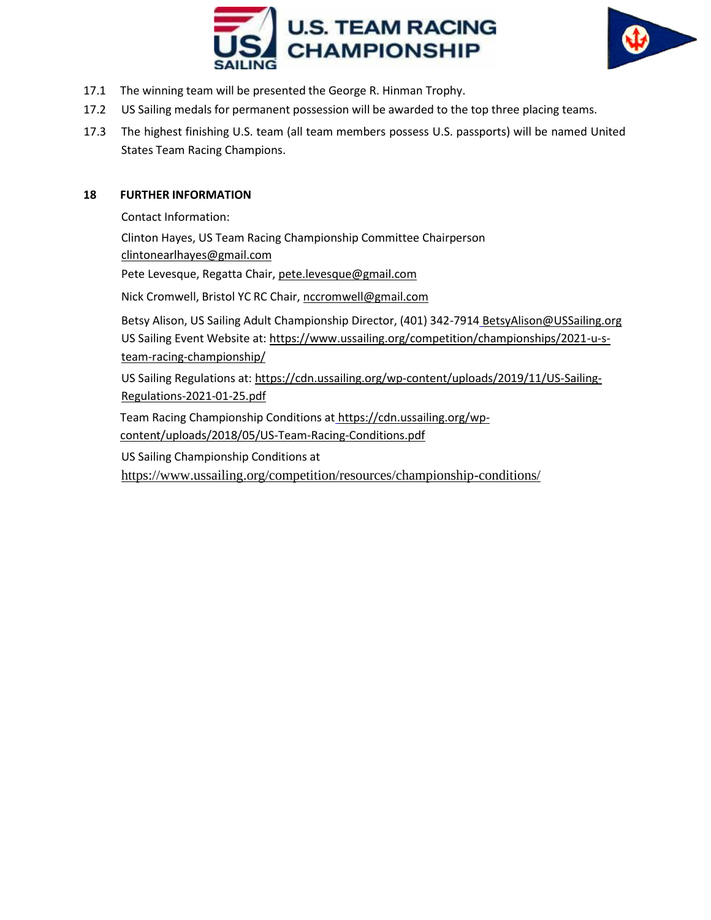17.1 The winning team will be presented the George R. Hinman Trophy.

17.2 US Sailing medals for permanent possession will be awarded to the top three placing teams.

17.3 The highest finishing U.S. team (all team members possess U.S. passports) will be named United States Team Racing Champions.

## 18 FURTHER INFORMATION

Contact Information:

Clinton Hayes, US Team Racing Championship Committee Chairperson
clintonearlhayes@gmail.com

Pete Levesque, Regatta Chair, pete.levesque@gmail.com

Nick Cromwell, Bristol YC RC Chair, nccromwell@gmail.com

Betsy Alison, US Sailing Adult Championship Director, (401) 342-7914 BetsyAlison@USSailing.org
US Sailing Event Website at: https://www.ussailing.org/competition/championships/2021-u-s-team-racing-championship/

US Sailing Regulations at: https://cdn.ussailing.org/wp-content/uploads/2019/11/US-Sailing-Regulations-2021-01-25.pdf

Team Racing Championship Conditions at https://cdn.ussailing.org/wp-content/uploads/2018/05/US-Team-Racing-Conditions.pdf

US Sailing Championship Conditions at
https://www.ussailing.org/competition/resources/championship-conditions/